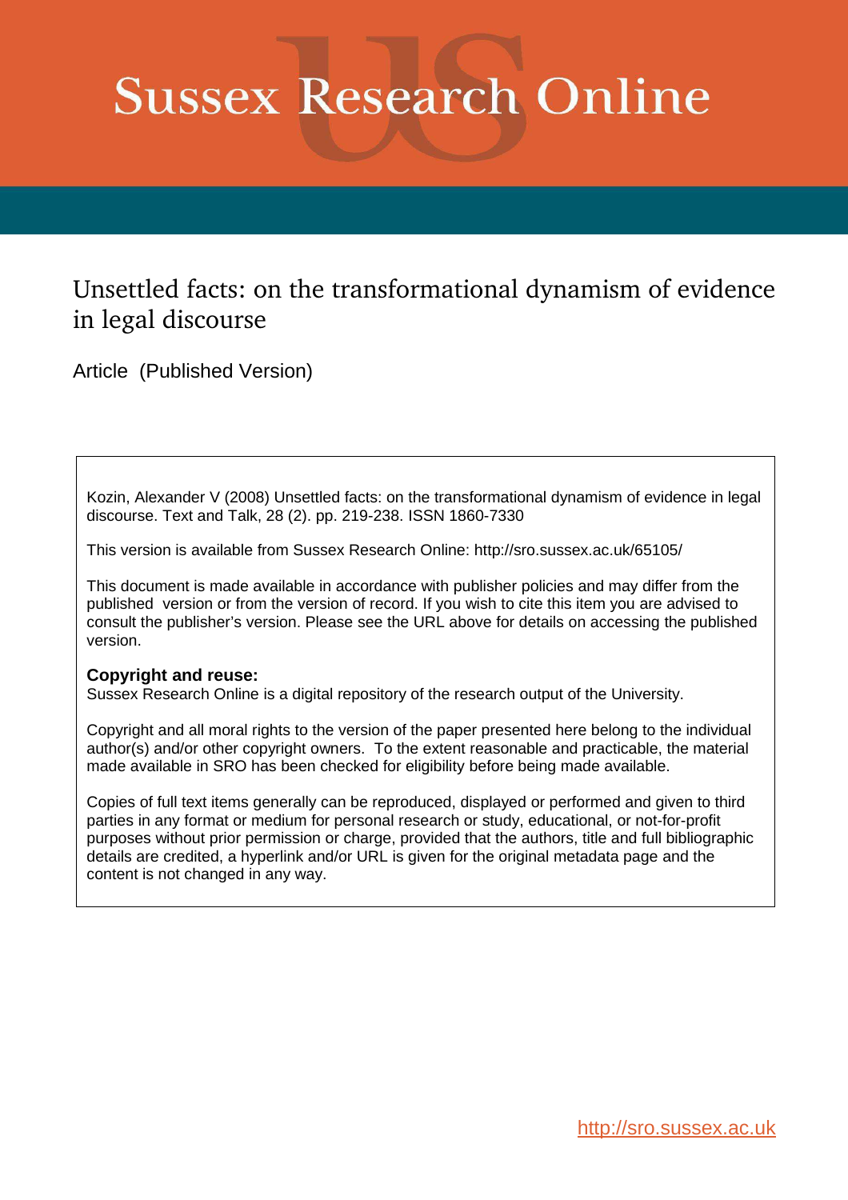# Sussex Research Online

## Unsettled facts: on the transformational dynamism of evidence in legal discourse

Article (Published Version)

Kozin, Alexander V (2008) Unsettled facts: on the transformational dynamism of evidence in legal discourse. Text and Talk, 28 (2). pp. 219-238. ISSN 1860-7330

This version is available from Sussex Research Online: http://sro.sussex.ac.uk/65105/

This document is made available in accordance with publisher policies and may differ from the published version or from the version of record. If you wish to cite this item you are advised to consult the publisher's version. Please see the URL above for details on accessing the published version.

**Copyright and reuse:**
Sussex Research Online is a digital repository of the research output of the University.

Copyright and all moral rights to the version of the paper presented here belong to the individual author(s) and/or other copyright owners. To the extent reasonable and practicable, the material made available in SRO has been checked for eligibility before being made available.

Copies of full text items generally can be reproduced, displayed or performed and given to third parties in any format or medium for personal research or study, educational, or not-for-profit purposes without prior permission or charge, provided that the authors, title and full bibliographic details are credited, a hyperlink and/or URL is given for the original metadata page and the content is not changed in any way.

http://sro.sussex.ac.uk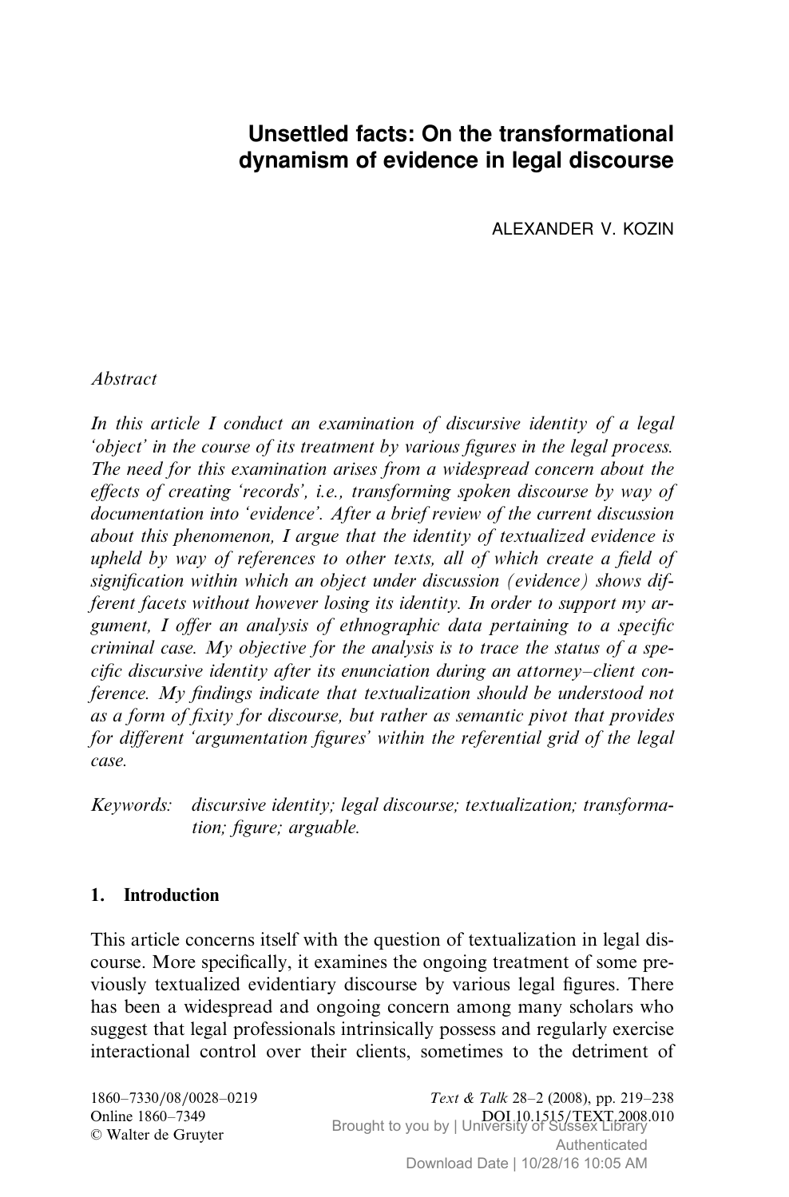# Unsettled facts: On the transformational dynamism of evidence in legal discourse

ALEXANDER V. KOZIN

*Abstract*

*In this article I conduct an examination of discursive identity of a legal 'object' in the course of its treatment by various figures in the legal process. The need for this examination arises from a widespread concern about the effects of creating 'records', i.e., transforming spoken discourse by way of documentation into 'evidence'. After a brief review of the current discussion about this phenomenon, I argue that the identity of textualized evidence is upheld by way of references to other texts, all of which create a field of signification within which an object under discussion (evidence) shows different facets without however losing its identity. In order to support my argument, I offer an analysis of ethnographic data pertaining to a specific criminal case. My objective for the analysis is to trace the status of a specific discursive identity after its enunciation during an attorney–client conference. My findings indicate that textualization should be understood not as a form of fixity for discourse, but rather as semantic pivot that provides for different 'argumentation figures' within the referential grid of the legal case.*

*Keywords: discursive identity; legal discourse; textualization; transformation; figure; arguable.*

## 1. Introduction

This article concerns itself with the question of textualization in legal discourse. More specifically, it examines the ongoing treatment of some previously textualized evidentiary discourse by various legal figures. There has been a widespread and ongoing concern among many scholars who suggest that legal professionals intrinsically possess and regularly exercise interactional control over their clients, sometimes to the detriment of

1860–7330/08/0028–0219
Online 1860–7349
© Walter de Gruyter

DOI 10.1515/TEXT.2008.010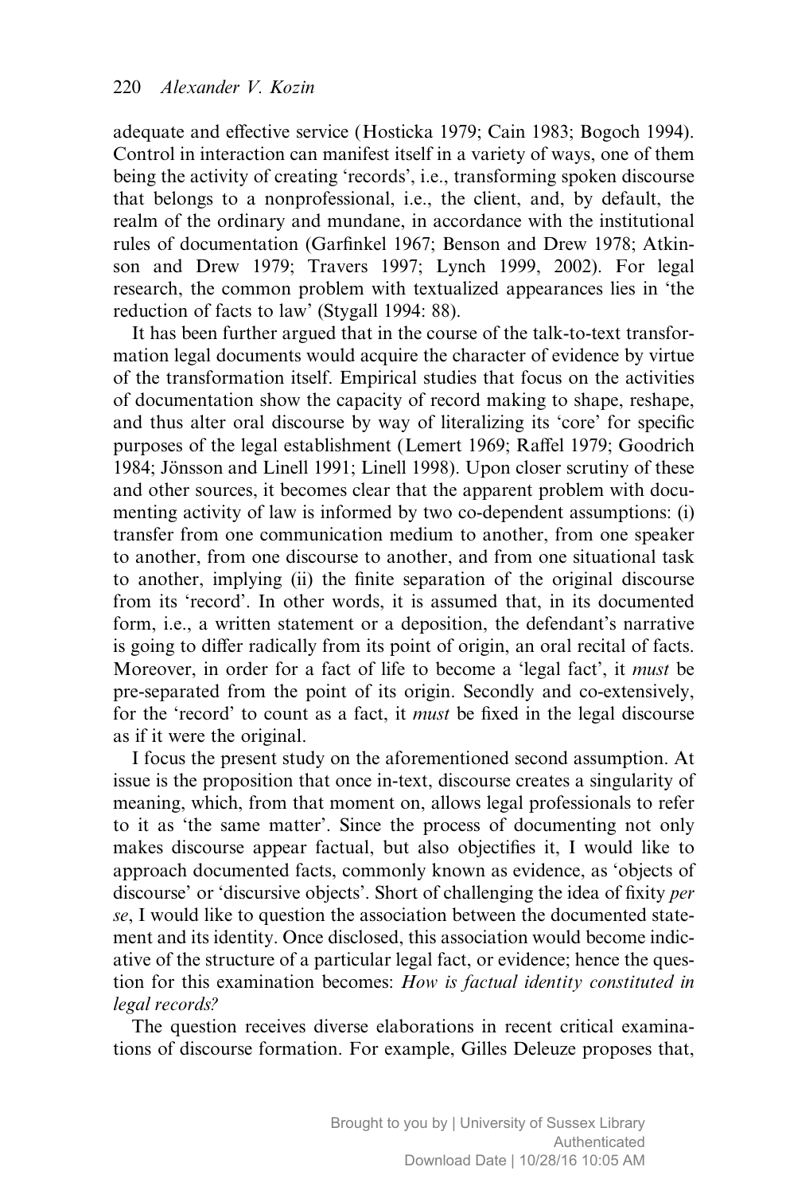adequate and effective service (Hosticka 1979; Cain 1983; Bogoch 1994). Control in interaction can manifest itself in a variety of ways, one of them being the activity of creating 'records', i.e., transforming spoken discourse that belongs to a nonprofessional, i.e., the client, and, by default, the realm of the ordinary and mundane, in accordance with the institutional rules of documentation (Garfinkel 1967; Benson and Drew 1978; Atkinson and Drew 1979; Travers 1997; Lynch 1999, 2002). For legal research, the common problem with textualized appearances lies in 'the reduction of facts to law' (Stygall 1994: 88).

It has been further argued that in the course of the talk-to-text transformation legal documents would acquire the character of evidence by virtue of the transformation itself. Empirical studies that focus on the activities of documentation show the capacity of record making to shape, reshape, and thus alter oral discourse by way of literalizing its 'core' for specific purposes of the legal establishment (Lemert 1969; Raffel 1979; Goodrich 1984; Jönsson and Linell 1991; Linell 1998). Upon closer scrutiny of these and other sources, it becomes clear that the apparent problem with documenting activity of law is informed by two co-dependent assumptions: (i) transfer from one communication medium to another, from one speaker to another, from one discourse to another, and from one situational task to another, implying (ii) the finite separation of the original discourse from its 'record'. In other words, it is assumed that, in its documented form, i.e., a written statement or a deposition, the defendant's narrative is going to differ radically from its point of origin, an oral recital of facts. Moreover, in order for a fact of life to become a 'legal fact', it *must* be pre-separated from the point of its origin. Secondly and co-extensively, for the 'record' to count as a fact, it *must* be fixed in the legal discourse as if it were the original.

I focus the present study on the aforementioned second assumption. At issue is the proposition that once in-text, discourse creates a singularity of meaning, which, from that moment on, allows legal professionals to refer to it as 'the same matter'. Since the process of documenting not only makes discourse appear factual, but also objectifies it, I would like to approach documented facts, commonly known as evidence, as 'objects of discourse' or 'discursive objects'. Short of challenging the idea of fixity *per se*, I would like to question the association between the documented statement and its identity. Once disclosed, this association would become indicative of the structure of a particular legal fact, or evidence; hence the question for this examination becomes: *How is factual identity constituted in legal records?*

The question receives diverse elaborations in recent critical examinations of discourse formation. For example, Gilles Deleuze proposes that,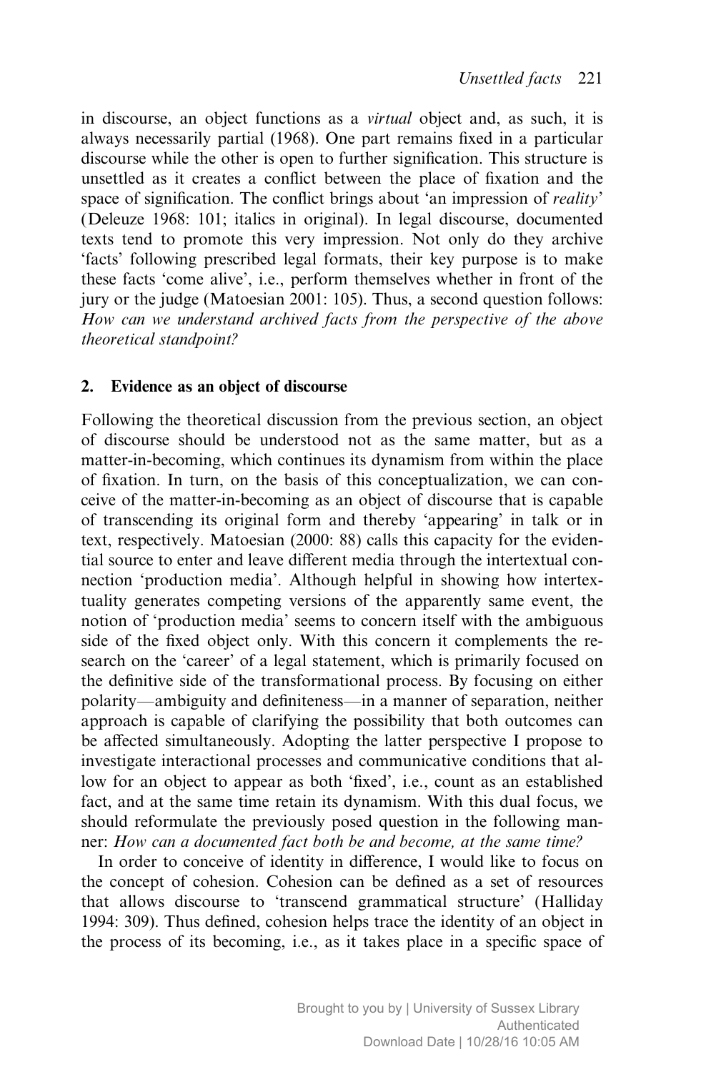in discourse, an object functions as a *virtual* object and, as such, it is always necessarily partial (1968). One part remains fixed in a particular discourse while the other is open to further signification. This structure is unsettled as it creates a conflict between the place of fixation and the space of signification. The conflict brings about 'an impression of *reality*' (Deleuze 1968: 101; italics in original). In legal discourse, documented texts tend to promote this very impression. Not only do they archive 'facts' following prescribed legal formats, their key purpose is to make these facts 'come alive', i.e., perform themselves whether in front of the jury or the judge (Matoesian 2001: 105). Thus, a second question follows: *How can we understand archived facts from the perspective of the above theoretical standpoint?*

## 2. Evidence as an object of discourse

Following the theoretical discussion from the previous section, an object of discourse should be understood not as the same matter, but as a matter-in-becoming, which continues its dynamism from within the place of fixation. In turn, on the basis of this conceptualization, we can conceive of the matter-in-becoming as an object of discourse that is capable of transcending its original form and thereby 'appearing' in talk or in text, respectively. Matoesian (2000: 88) calls this capacity for the evidential source to enter and leave different media through the intertextual connection 'production media'. Although helpful in showing how intertextuality generates competing versions of the apparently same event, the notion of 'production media' seems to concern itself with the ambiguous side of the fixed object only. With this concern it complements the research on the 'career' of a legal statement, which is primarily focused on the definitive side of the transformational process. By focusing on either polarity—ambiguity and definiteness—in a manner of separation, neither approach is capable of clarifying the possibility that both outcomes can be affected simultaneously. Adopting the latter perspective I propose to investigate interactional processes and communicative conditions that allow for an object to appear as both 'fixed', i.e., count as an established fact, and at the same time retain its dynamism. With this dual focus, we should reformulate the previously posed question in the following manner: *How can a documented fact both be and become, at the same time?*

In order to conceive of identity in difference, I would like to focus on the concept of cohesion. Cohesion can be defined as a set of resources that allows discourse to 'transcend grammatical structure' (Halliday 1994: 309). Thus defined, cohesion helps trace the identity of an object in the process of its becoming, i.e., as it takes place in a specific space of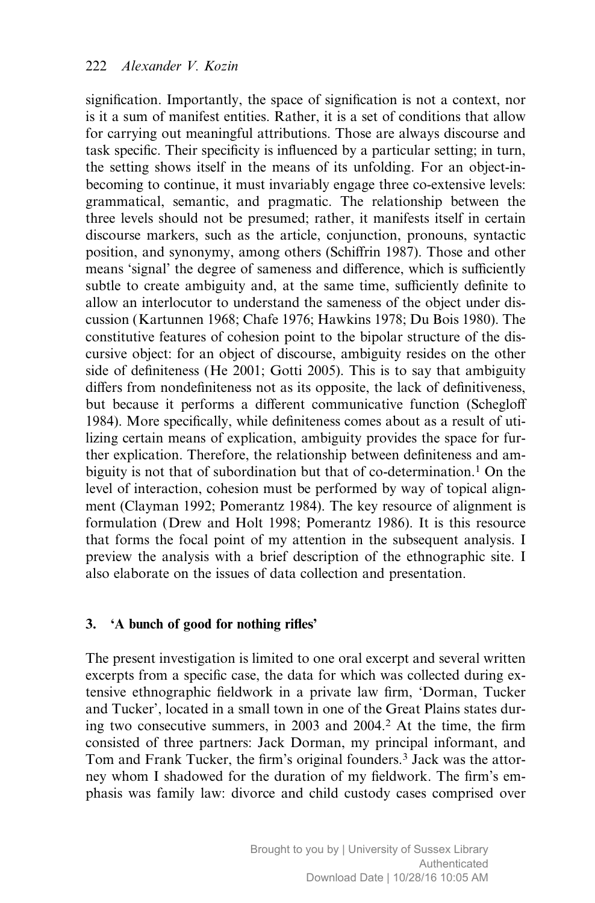signification. Importantly, the space of signification is not a context, nor is it a sum of manifest entities. Rather, it is a set of conditions that allow for carrying out meaningful attributions. Those are always discourse and task specific. Their specificity is influenced by a particular setting; in turn, the setting shows itself in the means of its unfolding. For an object-in-becoming to continue, it must invariably engage three co-extensive levels: grammatical, semantic, and pragmatic. The relationship between the three levels should not be presumed; rather, it manifests itself in certain discourse markers, such as the article, conjunction, pronouns, syntactic position, and synonymy, among others (Schiffrin 1987). Those and other means 'signal' the degree of sameness and difference, which is sufficiently subtle to create ambiguity and, at the same time, sufficiently definite to allow an interlocutor to understand the sameness of the object under discussion (Kartunnen 1968; Chafe 1976; Hawkins 1978; Du Bois 1980). The constitutive features of cohesion point to the bipolar structure of the discursive object: for an object of discourse, ambiguity resides on the other side of definiteness (He 2001; Gotti 2005). This is to say that ambiguity differs from nondefiniteness not as its opposite, the lack of definitiveness, but because it performs a different communicative function (Schegloff 1984). More specifically, while definiteness comes about as a result of utilizing certain means of explication, ambiguity provides the space for further explication. Therefore, the relationship between definiteness and ambiguity is not that of subordination but that of co-determination.[1] On the level of interaction, cohesion must be performed by way of topical alignment (Clayman 1992; Pomerantz 1984). The key resource of alignment is formulation (Drew and Holt 1998; Pomerantz 1986). It is this resource that forms the focal point of my attention in the subsequent analysis. I preview the analysis with a brief description of the ethnographic site. I also elaborate on the issues of data collection and presentation.

## 3. 'A bunch of good for nothing rifles'

The present investigation is limited to one oral excerpt and several written excerpts from a specific case, the data for which was collected during extensive ethnographic fieldwork in a private law firm, 'Dorman, Tucker and Tucker', located in a small town in one of the Great Plains states during two consecutive summers, in 2003 and 2004.[2] At the time, the firm consisted of three partners: Jack Dorman, my principal informant, and Tom and Frank Tucker, the firm's original founders.[3] Jack was the attorney whom I shadowed for the duration of my fieldwork. The firm's emphasis was family law: divorce and child custody cases comprised over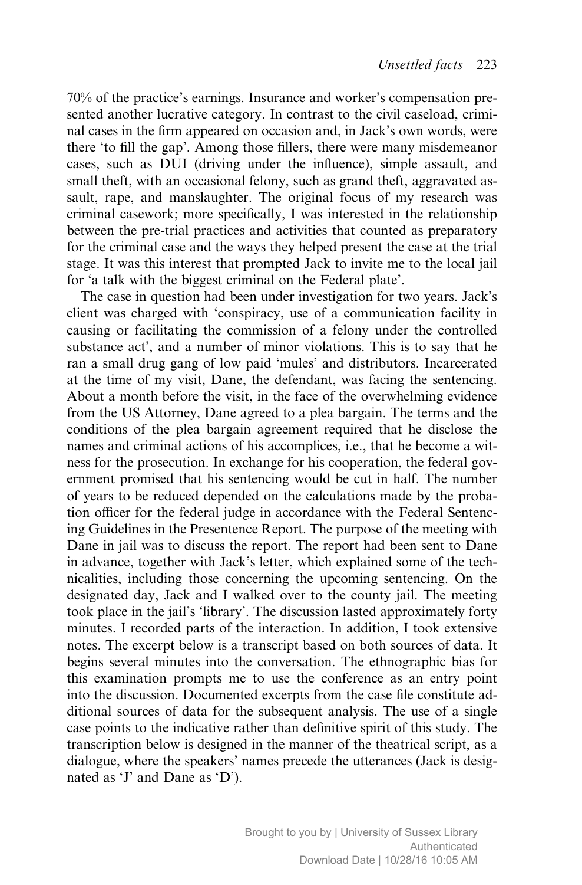70% of the practice's earnings. Insurance and worker's compensation presented another lucrative category. In contrast to the civil caseload, criminal cases in the firm appeared on occasion and, in Jack's own words, were there 'to fill the gap'. Among those fillers, there were many misdemeanor cases, such as DUI (driving under the influence), simple assault, and small theft, with an occasional felony, such as grand theft, aggravated assault, rape, and manslaughter. The original focus of my research was criminal casework; more specifically, I was interested in the relationship between the pre-trial practices and activities that counted as preparatory for the criminal case and the ways they helped present the case at the trial stage. It was this interest that prompted Jack to invite me to the local jail for 'a talk with the biggest criminal on the Federal plate'.

The case in question had been under investigation for two years. Jack's client was charged with 'conspiracy, use of a communication facility in causing or facilitating the commission of a felony under the controlled substance act', and a number of minor violations. This is to say that he ran a small drug gang of low paid 'mules' and distributors. Incarcerated at the time of my visit, Dane, the defendant, was facing the sentencing. About a month before the visit, in the face of the overwhelming evidence from the US Attorney, Dane agreed to a plea bargain. The terms and the conditions of the plea bargain agreement required that he disclose the names and criminal actions of his accomplices, i.e., that he become a witness for the prosecution. In exchange for his cooperation, the federal government promised that his sentencing would be cut in half. The number of years to be reduced depended on the calculations made by the probation officer for the federal judge in accordance with the Federal Sentencing Guidelines in the Presentence Report. The purpose of the meeting with Dane in jail was to discuss the report. The report had been sent to Dane in advance, together with Jack's letter, which explained some of the technicalities, including those concerning the upcoming sentencing. On the designated day, Jack and I walked over to the county jail. The meeting took place in the jail's 'library'. The discussion lasted approximately forty minutes. I recorded parts of the interaction. In addition, I took extensive notes. The excerpt below is a transcript based on both sources of data. It begins several minutes into the conversation. The ethnographic bias for this examination prompts me to use the conference as an entry point into the discussion. Documented excerpts from the case file constitute additional sources of data for the subsequent analysis. The use of a single case points to the indicative rather than definitive spirit of this study. The transcription below is designed in the manner of the theatrical script, as a dialogue, where the speakers' names precede the utterances (Jack is designated as 'J' and Dane as 'D').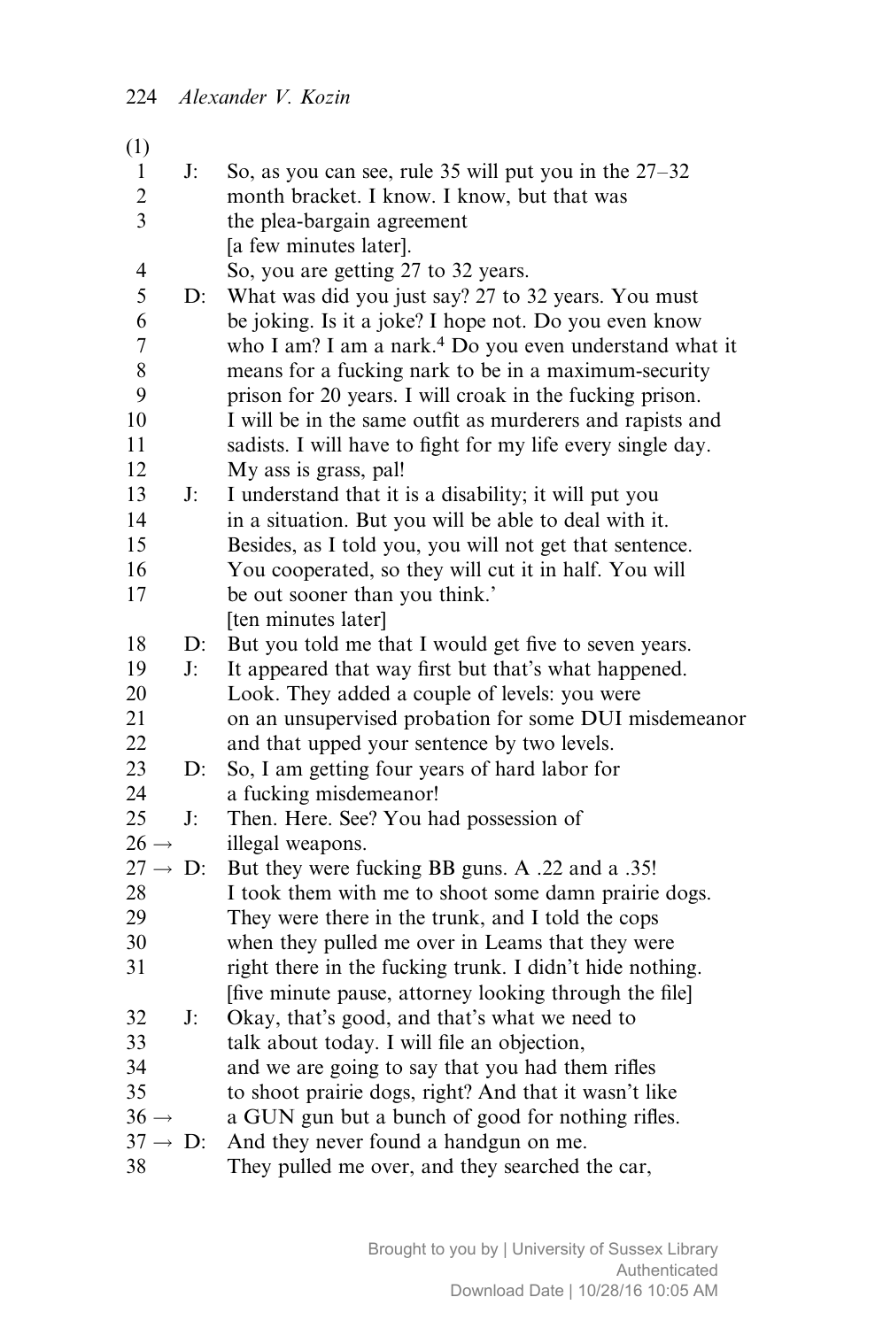(1)

```
1      J:   So, as you can see, rule 35 will put you in the 27–32
2           month bracket. I know. I know, but that was
3           the plea-bargain agreement
            [a few minutes later].
4           So, you are getting 27 to 32 years.
5      D:   What was did you just say? 27 to 32 years. You must
6           be joking. Is it a joke? I hope not. Do you even know
7           who I am? I am a nark.[4] Do you even understand what it
8           means for a fucking nark to be in a maximum-security
9           prison for 20 years. I will croak in the fucking prison.
10          I will be in the same outfit as murderers and rapists and
11          sadists. I will have to fight for my life every single day.
12          My ass is grass, pal!
13     J:   I understand that it is a disability; it will put you
14          in a situation. But you will be able to deal with it.
15          Besides, as I told you, you will not get that sentence.
16          You cooperated, so they will cut it in half. You will
17          be out sooner than you think.'
            [ten minutes later]
18     D:   But you told me that I would get five to seven years.
19     J:   It appeared that way first but that's what happened.
20          Look. They added a couple of levels: you were
21          on an unsupervised probation for some DUI misdemeanor
22          and that upped your sentence by two levels.
23     D:   So, I am getting four years of hard labor for
24          a fucking misdemeanor!
25     J:   Then. Here. See? You had possession of
26 →        illegal weapons.
27 →   D:   But they were fucking BB guns. A .22 and a .35!
28          I took them with me to shoot some damn prairie dogs.
29          They were there in the trunk, and I told the cops
30          when they pulled me over in Leams that they were
31          right there in the fucking trunk. I didn't hide nothing.
            [five minute pause, attorney looking through the file]
32     J:   Okay, that's good, and that's what we need to
33          talk about today. I will file an objection,
34          and we are going to say that you had them rifles
35          to shoot prairie dogs, right? And that it wasn't like
36 →        a GUN gun but a bunch of good for nothing rifles.
37 →   D:   And they never found a handgun on me.
38          They pulled me over, and they searched the car,
```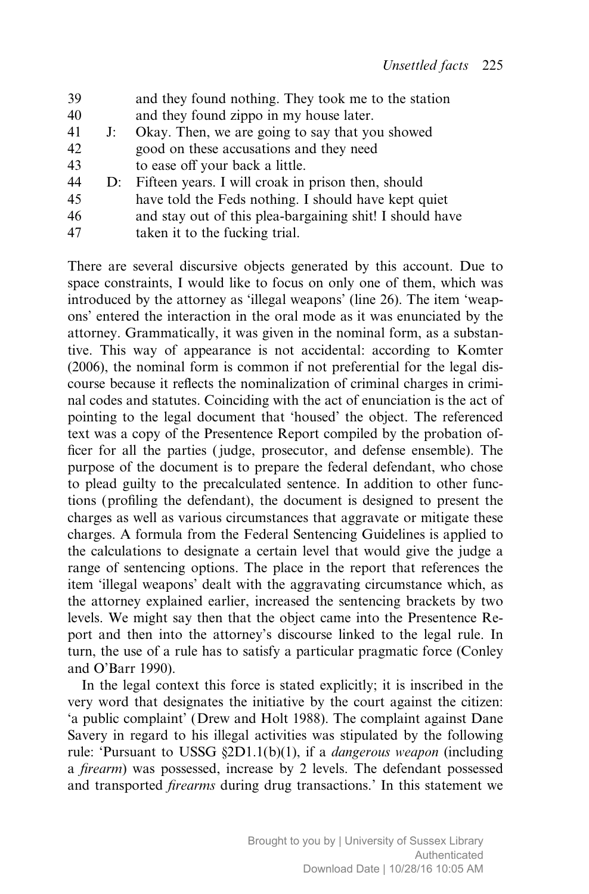39 and they found nothing. They took me to the station
40 and they found zippo in my house later.
41 J: Okay. Then, we are going to say that you showed
42 good on these accusations and they need
43 to ease off your back a little.
44 D: Fifteen years. I will croak in prison then, should
45 have told the Feds nothing. I should have kept quiet
46 and stay out of this plea-bargaining shit! I should have
47 taken it to the fucking trial.

There are several discursive objects generated by this account. Due to space constraints, I would like to focus on only one of them, which was introduced by the attorney as 'illegal weapons' (line 26). The item 'weapons' entered the interaction in the oral mode as it was enunciated by the attorney. Grammatically, it was given in the nominal form, as a substantive. This way of appearance is not accidental: according to Komter (2006), the nominal form is common if not preferential for the legal discourse because it reflects the nominalization of criminal charges in criminal codes and statutes. Coinciding with the act of enunciation is the act of pointing to the legal document that 'housed' the object. The referenced text was a copy of the Presentence Report compiled by the probation officer for all the parties (judge, prosecutor, and defense ensemble). The purpose of the document is to prepare the federal defendant, who chose to plead guilty to the precalculated sentence. In addition to other functions (profiling the defendant), the document is designed to present the charges as well as various circumstances that aggravate or mitigate these charges. A formula from the Federal Sentencing Guidelines is applied to the calculations to designate a certain level that would give the judge a range of sentencing options. The place in the report that references the item 'illegal weapons' dealt with the aggravating circumstance which, as the attorney explained earlier, increased the sentencing brackets by two levels. We might say then that the object came into the Presentence Report and then into the attorney's discourse linked to the legal rule. In turn, the use of a rule has to satisfy a particular pragmatic force (Conley and O'Barr 1990).

In the legal context this force is stated explicitly; it is inscribed in the very word that designates the initiative by the court against the citizen: 'a public complaint' (Drew and Holt 1988). The complaint against Dane Savery in regard to his illegal activities was stipulated by the following rule: 'Pursuant to USSG §2D1.1(b)(1), if a *dangerous weapon* (including a *firearm*) was possessed, increase by 2 levels. The defendant possessed and transported *firearms* during drug transactions.' In this statement we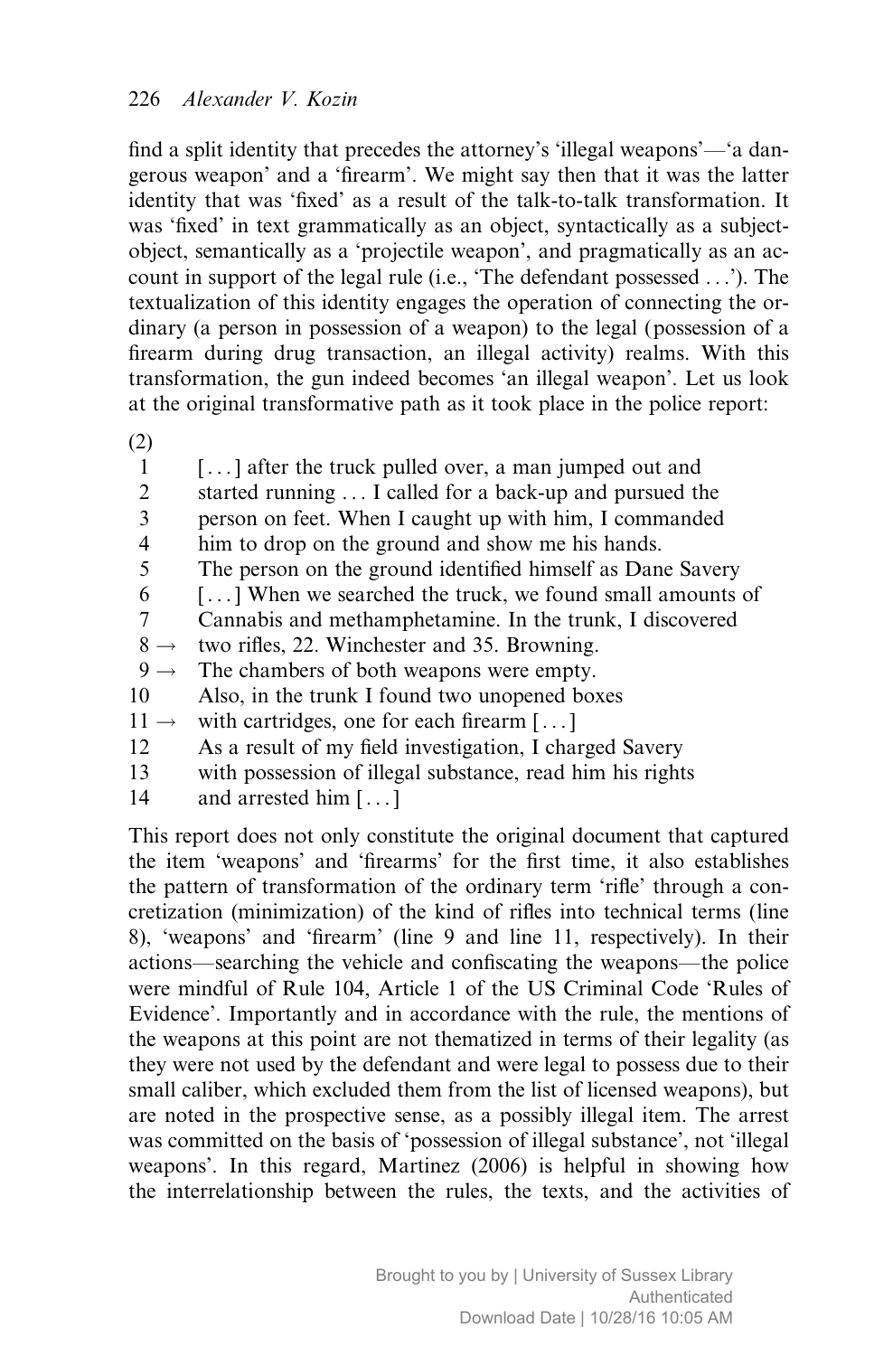find a split identity that precedes the attorney's 'illegal weapons'—'a dangerous weapon' and a 'firearm'. We might say then that it was the latter identity that was 'fixed' as a result of the talk-to-talk transformation. It was 'fixed' in text grammatically as an object, syntactically as a subject-object, semantically as a 'projectile weapon', and pragmatically as an account in support of the legal rule (i.e., 'The defendant possessed . . .'). The textualization of this identity engages the operation of connecting the ordinary (a person in possession of a weapon) to the legal (possession of a firearm during drug transaction, an illegal activity) realms. With this transformation, the gun indeed becomes 'an illegal weapon'. Let us look at the original transformative path as it took place in the police report:

(2)

```
1     [...] after the truck pulled over, a man jumped out and
2     started running ... I called for a back-up and pursued the
3     person on feet. When I caught up with him, I commanded
4     him to drop on the ground and show me his hands.
5     The person on the ground identified himself as Dane Savery
6     [...] When we searched the truck, we found small amounts of
7     Cannabis and methamphetamine. In the trunk, I discovered
8 →   two rifles, 22. Winchester and 35. Browning.
9 →   The chambers of both weapons were empty.
10    Also, in the trunk I found two unopened boxes
11 →  with cartridges, one for each firearm [...]
12    As a result of my field investigation, I charged Savery
13    with possession of illegal substance, read him his rights
14    and arrested him [...]
```

This report does not only constitute the original document that captured the item 'weapons' and 'firearms' for the first time, it also establishes the pattern of transformation of the ordinary term 'rifle' through a concretization (minimization) of the kind of rifles into technical terms (line 8), 'weapons' and 'firearm' (line 9 and line 11, respectively). In their actions—searching the vehicle and confiscating the weapons—the police were mindful of Rule 104, Article 1 of the US Criminal Code 'Rules of Evidence'. Importantly and in accordance with the rule, the mentions of the weapons at this point are not thematized in terms of their legality (as they were not used by the defendant and were legal to possess due to their small caliber, which excluded them from the list of licensed weapons), but are noted in the prospective sense, as a possibly illegal item. The arrest was committed on the basis of 'possession of illegal substance', not 'illegal weapons'. In this regard, Martinez (2006) is helpful in showing how the interrelationship between the rules, the texts, and the activities of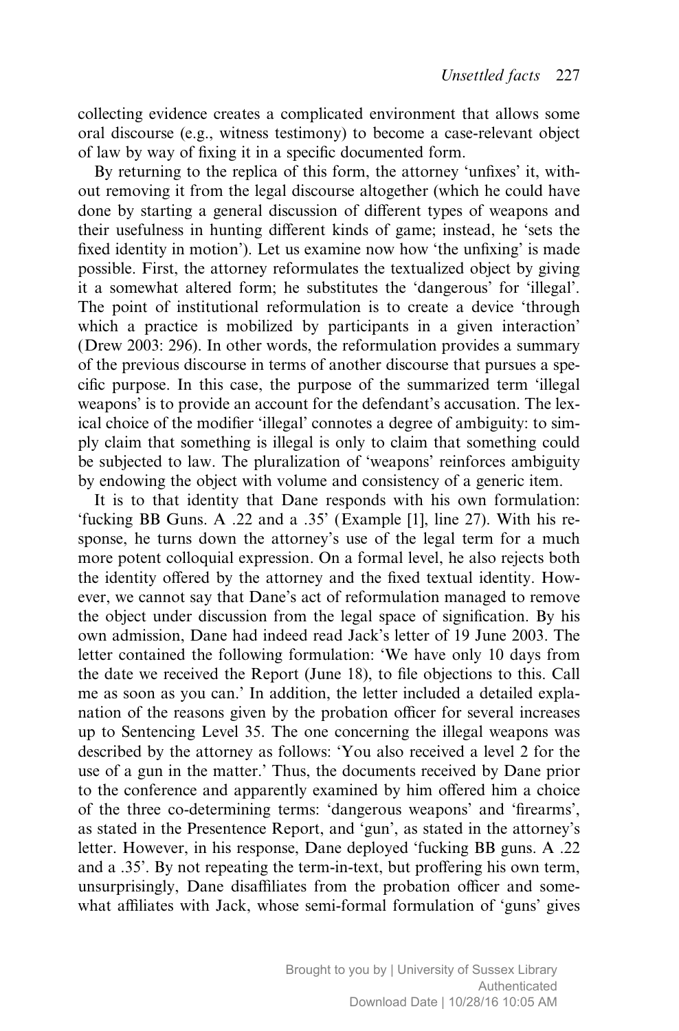collecting evidence creates a complicated environment that allows some oral discourse (e.g., witness testimony) to become a case-relevant object of law by way of fixing it in a specific documented form.

By returning to the replica of this form, the attorney 'unfixes' it, without removing it from the legal discourse altogether (which he could have done by starting a general discussion of different types of weapons and their usefulness in hunting different kinds of game; instead, he 'sets the fixed identity in motion'). Let us examine now how 'the unfixing' is made possible. First, the attorney reformulates the textualized object by giving it a somewhat altered form; he substitutes the 'dangerous' for 'illegal'. The point of institutional reformulation is to create a device 'through which a practice is mobilized by participants in a given interaction' (Drew 2003: 296). In other words, the reformulation provides a summary of the previous discourse in terms of another discourse that pursues a specific purpose. In this case, the purpose of the summarized term 'illegal weapons' is to provide an account for the defendant's accusation. The lexical choice of the modifier 'illegal' connotes a degree of ambiguity: to simply claim that something is illegal is only to claim that something could be subjected to law. The pluralization of 'weapons' reinforces ambiguity by endowing the object with volume and consistency of a generic item.

It is to that identity that Dane responds with his own formulation: 'fucking BB Guns. A .22 and a .35' (Example [1], line 27). With his response, he turns down the attorney's use of the legal term for a much more potent colloquial expression. On a formal level, he also rejects both the identity offered by the attorney and the fixed textual identity. However, we cannot say that Dane's act of reformulation managed to remove the object under discussion from the legal space of signification. By his own admission, Dane had indeed read Jack's letter of 19 June 2003. The letter contained the following formulation: 'We have only 10 days from the date we received the Report (June 18), to file objections to this. Call me as soon as you can.' In addition, the letter included a detailed explanation of the reasons given by the probation officer for several increases up to Sentencing Level 35. The one concerning the illegal weapons was described by the attorney as follows: 'You also received a level 2 for the use of a gun in the matter.' Thus, the documents received by Dane prior to the conference and apparently examined by him offered him a choice of the three co-determining terms: 'dangerous weapons' and 'firearms', as stated in the Presentence Report, and 'gun', as stated in the attorney's letter. However, in his response, Dane deployed 'fucking BB guns. A .22 and a .35'. By not repeating the term-in-text, but proffering his own term, unsurprisingly, Dane disaffiliates from the probation officer and somewhat affiliates with Jack, whose semi-formal formulation of 'guns' gives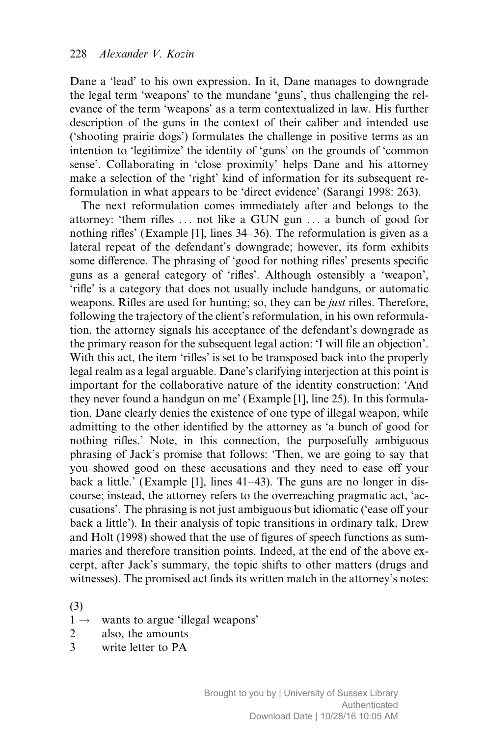Dane a 'lead' to his own expression. In it, Dane manages to downgrade the legal term 'weapons' to the mundane 'guns', thus challenging the relevance of the term 'weapons' as a term contextualized in law. His further description of the guns in the context of their caliber and intended use ('shooting prairie dogs') formulates the challenge in positive terms as an intention to 'legitimize' the identity of 'guns' on the grounds of 'common sense'. Collaborating in 'close proximity' helps Dane and his attorney make a selection of the 'right' kind of information for its subsequent reformulation in what appears to be 'direct evidence' (Sarangi 1998: 263).

The next reformulation comes immediately after and belongs to the attorney: 'them rifles ... not like a GUN gun ... a bunch of good for nothing rifles' (Example [1], lines 34–36). The reformulation is given as a lateral repeat of the defendant's downgrade; however, its form exhibits some difference. The phrasing of 'good for nothing rifles' presents specific guns as a general category of 'rifles'. Although ostensibly a 'weapon', 'rifle' is a category that does not usually include handguns, or automatic weapons. Rifles are used for hunting; so, they can be *just* rifles. Therefore, following the trajectory of the client's reformulation, in his own reformulation, the attorney signals his acceptance of the defendant's downgrade as the primary reason for the subsequent legal action: 'I will file an objection'. With this act, the item 'rifles' is set to be transposed back into the properly legal realm as a legal arguable. Dane's clarifying interjection at this point is important for the collaborative nature of the identity construction: 'And they never found a handgun on me' (Example [1], line 25). In this formulation, Dane clearly denies the existence of one type of illegal weapon, while admitting to the other identified by the attorney as 'a bunch of good for nothing rifles.' Note, in this connection, the purposefully ambiguous phrasing of Jack's promise that follows: 'Then, we are going to say that you showed good on these accusations and they need to ease off your back a little.' (Example [1], lines 41–43). The guns are no longer in discourse; instead, the attorney refers to the overreaching pragmatic act, 'accusations'. The phrasing is not just ambiguous but idiomatic ('ease off your back a little'). In their analysis of topic transitions in ordinary talk, Drew and Holt (1998) showed that the use of figures of speech functions as summaries and therefore transition points. Indeed, at the end of the above excerpt, after Jack's summary, the topic shifts to other matters (drugs and witnesses). The promised act finds its written match in the attorney's notes:

(3)

1 → wants to argue 'illegal weapons'
2 also, the amounts
3 write letter to PA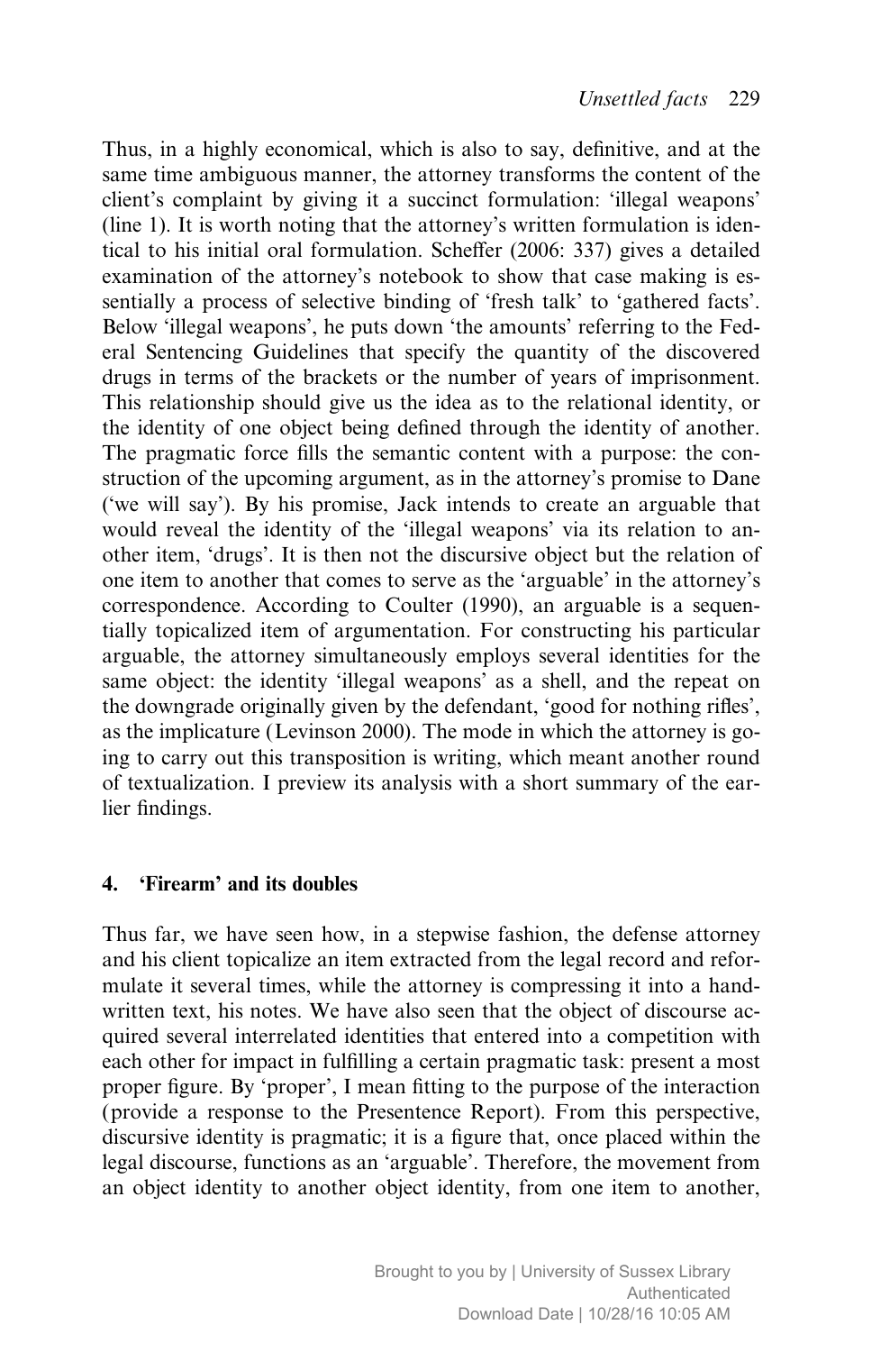Thus, in a highly economical, which is also to say, definitive, and at the same time ambiguous manner, the attorney transforms the content of the client's complaint by giving it a succinct formulation: 'illegal weapons' (line 1). It is worth noting that the attorney's written formulation is identical to his initial oral formulation. Scheffer (2006: 337) gives a detailed examination of the attorney's notebook to show that case making is essentially a process of selective binding of 'fresh talk' to 'gathered facts'. Below 'illegal weapons', he puts down 'the amounts' referring to the Federal Sentencing Guidelines that specify the quantity of the discovered drugs in terms of the brackets or the number of years of imprisonment. This relationship should give us the idea as to the relational identity, or the identity of one object being defined through the identity of another. The pragmatic force fills the semantic content with a purpose: the construction of the upcoming argument, as in the attorney's promise to Dane ('we will say'). By his promise, Jack intends to create an arguable that would reveal the identity of the 'illegal weapons' via its relation to another item, 'drugs'. It is then not the discursive object but the relation of one item to another that comes to serve as the 'arguable' in the attorney's correspondence. According to Coulter (1990), an arguable is a sequentially topicalized item of argumentation. For constructing his particular arguable, the attorney simultaneously employs several identities for the same object: the identity 'illegal weapons' as a shell, and the repeat on the downgrade originally given by the defendant, 'good for nothing rifles', as the implicature (Levinson 2000). The mode in which the attorney is going to carry out this transposition is writing, which meant another round of textualization. I preview its analysis with a short summary of the earlier findings.

## 4. 'Firearm' and its doubles

Thus far, we have seen how, in a stepwise fashion, the defense attorney and his client topicalize an item extracted from the legal record and reformulate it several times, while the attorney is compressing it into a handwritten text, his notes. We have also seen that the object of discourse acquired several interrelated identities that entered into a competition with each other for impact in fulfilling a certain pragmatic task: present a most proper figure. By 'proper', I mean fitting to the purpose of the interaction (provide a response to the Presentence Report). From this perspective, discursive identity is pragmatic; it is a figure that, once placed within the legal discourse, functions as an 'arguable'. Therefore, the movement from an object identity to another object identity, from one item to another,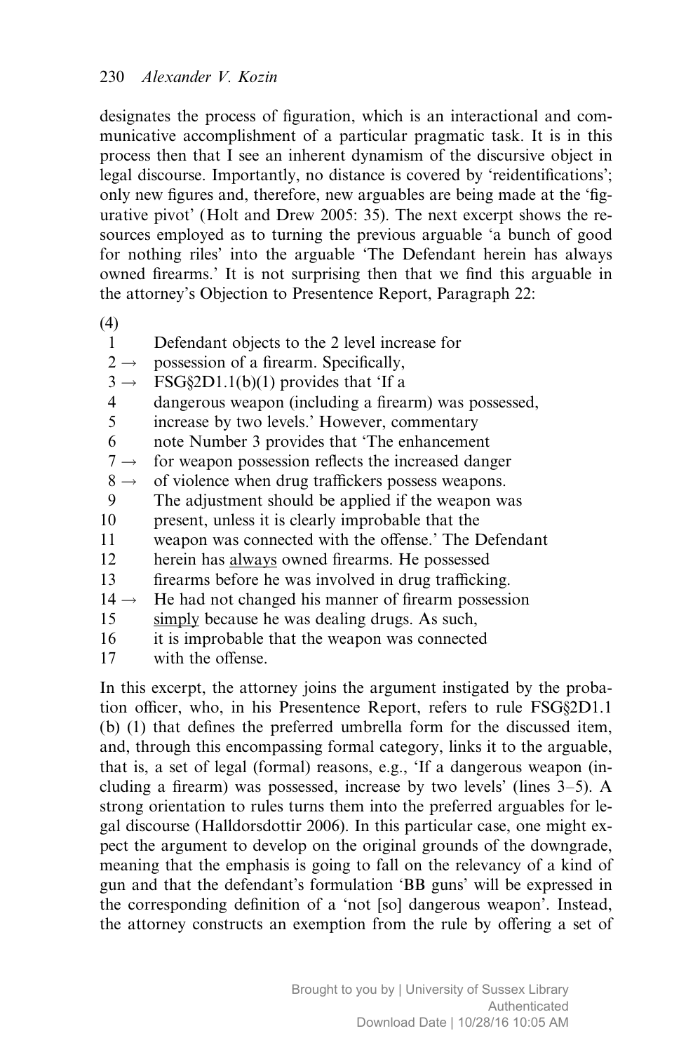designates the process of figuration, which is an interactional and communicative accomplishment of a particular pragmatic task. It is in this process then that I see an inherent dynamism of the discursive object in legal discourse. Importantly, no distance is covered by 'reidentifications'; only new figures and, therefore, new arguables are being made at the 'figurative pivot' (Holt and Drew 2005: 35). The next excerpt shows the resources employed as to turning the previous arguable 'a bunch of good for nothing riles' into the arguable 'The Defendant herein has always owned firearms.' It is not surprising then that we find this arguable in the attorney's Objection to Presentence Report, Paragraph 22:

(4)

```
1      Defendant objects to the 2 level increase for
2 →    possession of a firearm. Specifically,
3 →    FSG§2D1.1(b)(1) provides that 'If a
4      dangerous weapon (including a firearm) was possessed,
5      increase by two levels.' However, commentary
6      note Number 3 provides that 'The enhancement
7 →    for weapon possession reflects the increased danger
8 →    of violence when drug traffickers possess weapons.
9      The adjustment should be applied if the weapon was
10     present, unless it is clearly improbable that the
11     weapon was connected with the offense.' The Defendant
12     herein has always owned firearms. He possessed
13     firearms before he was involved in drug trafficking.
14 →   He had not changed his manner of firearm possession
15     simply because he was dealing drugs. As such,
16     it is improbable that the weapon was connected
17     with the offense.
```

In this excerpt, the attorney joins the argument instigated by the probation officer, who, in his Presentence Report, refers to rule FSG§2D1.1 (b) (1) that defines the preferred umbrella form for the discussed item, and, through this encompassing formal category, links it to the arguable, that is, a set of legal (formal) reasons, e.g., 'If a dangerous weapon (including a firearm) was possessed, increase by two levels' (lines 3–5). A strong orientation to rules turns them into the preferred arguables for legal discourse (Halldorsdottir 2006). In this particular case, one might expect the argument to develop on the original grounds of the downgrade, meaning that the emphasis is going to fall on the relevancy of a kind of gun and that the defendant's formulation 'BB guns' will be expressed in the corresponding definition of a 'not [so] dangerous weapon'. Instead, the attorney constructs an exemption from the rule by offering a set of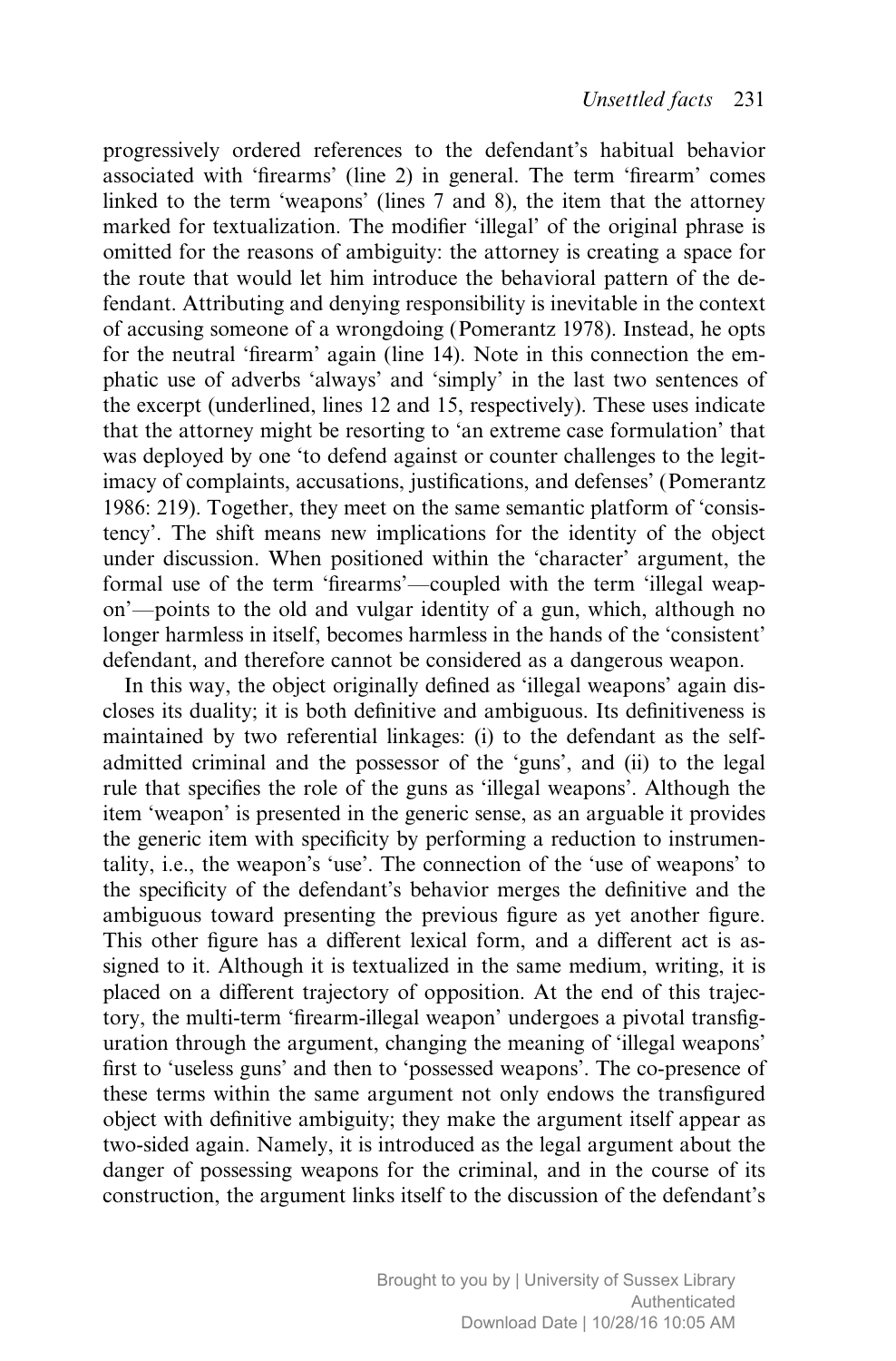progressively ordered references to the defendant's habitual behavior associated with 'firearms' (line 2) in general. The term 'firearm' comes linked to the term 'weapons' (lines 7 and 8), the item that the attorney marked for textualization. The modifier 'illegal' of the original phrase is omitted for the reasons of ambiguity: the attorney is creating a space for the route that would let him introduce the behavioral pattern of the defendant. Attributing and denying responsibility is inevitable in the context of accusing someone of a wrongdoing (Pomerantz 1978). Instead, he opts for the neutral 'firearm' again (line 14). Note in this connection the emphatic use of adverbs 'always' and 'simply' in the last two sentences of the excerpt (underlined, lines 12 and 15, respectively). These uses indicate that the attorney might be resorting to 'an extreme case formulation' that was deployed by one 'to defend against or counter challenges to the legitimacy of complaints, accusations, justifications, and defenses' (Pomerantz 1986: 219). Together, they meet on the same semantic platform of 'consistency'. The shift means new implications for the identity of the object under discussion. When positioned within the 'character' argument, the formal use of the term 'firearms'—coupled with the term 'illegal weapon'—points to the old and vulgar identity of a gun, which, although no longer harmless in itself, becomes harmless in the hands of the 'consistent' defendant, and therefore cannot be considered as a dangerous weapon.

In this way, the object originally defined as 'illegal weapons' again discloses its duality; it is both definitive and ambiguous. Its definitiveness is maintained by two referential linkages: (i) to the defendant as the self-admitted criminal and the possessor of the 'guns', and (ii) to the legal rule that specifies the role of the guns as 'illegal weapons'. Although the item 'weapon' is presented in the generic sense, as an arguable it provides the generic item with specificity by performing a reduction to instrumentality, i.e., the weapon's 'use'. The connection of the 'use of weapons' to the specificity of the defendant's behavior merges the definitive and the ambiguous toward presenting the previous figure as yet another figure. This other figure has a different lexical form, and a different act is assigned to it. Although it is textualized in the same medium, writing, it is placed on a different trajectory of opposition. At the end of this trajectory, the multi-term 'firearm-illegal weapon' undergoes a pivotal transfiguration through the argument, changing the meaning of 'illegal weapons' first to 'useless guns' and then to 'possessed weapons'. The co-presence of these terms within the same argument not only endows the transfigured object with definitive ambiguity; they make the argument itself appear as two-sided again. Namely, it is introduced as the legal argument about the danger of possessing weapons for the criminal, and in the course of its construction, the argument links itself to the discussion of the defendant's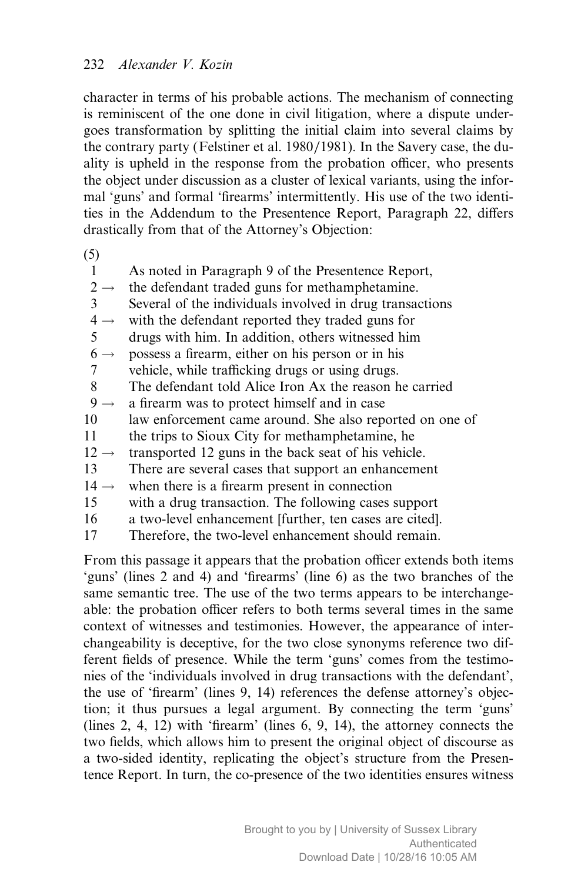character in terms of his probable actions. The mechanism of connecting is reminiscent of the one done in civil litigation, where a dispute undergoes transformation by splitting the initial claim into several claims by the contrary party (Felstiner et al. 1980/1981). In the Savery case, the duality is upheld in the response from the probation officer, who presents the object under discussion as a cluster of lexical variants, using the informal 'guns' and formal 'firearms' intermittently. His use of the two identities in the Addendum to the Presentence Report, Paragraph 22, differs drastically from that of the Attorney's Objection:

(5)

```
 1      As noted in Paragraph 9 of the Presentence Report,
 2 →    the defendant traded guns for methamphetamine.
 3      Several of the individuals involved in drug transactions
 4 →    with the defendant reported they traded guns for
 5      drugs with him. In addition, others witnessed him
 6 →    possess a firearm, either on his person or in his
 7      vehicle, while trafficking drugs or using drugs.
 8      The defendant told Alice Iron Ax the reason he carried
 9 →    a firearm was to protect himself and in case
10      law enforcement came around. She also reported on one of
11      the trips to Sioux City for methamphetamine, he
12 →    transported 12 guns in the back seat of his vehicle.
13      There are several cases that support an enhancement
14 →    when there is a firearm present in connection
15      with a drug transaction. The following cases support
16      a two-level enhancement [further, ten cases are cited].
17      Therefore, the two-level enhancement should remain.
```

From this passage it appears that the probation officer extends both items 'guns' (lines 2 and 4) and 'firearms' (line 6) as the two branches of the same semantic tree. The use of the two terms appears to be interchangeable: the probation officer refers to both terms several times in the same context of witnesses and testimonies. However, the appearance of interchangeability is deceptive, for the two close synonyms reference two different fields of presence. While the term 'guns' comes from the testimonies of the 'individuals involved in drug transactions with the defendant', the use of 'firearm' (lines 9, 14) references the defense attorney's objection; it thus pursues a legal argument. By connecting the term 'guns' (lines 2, 4, 12) with 'firearm' (lines 6, 9, 14), the attorney connects the two fields, which allows him to present the original object of discourse as a two-sided identity, replicating the object's structure from the Presentence Report. In turn, the co-presence of the two identities ensures witness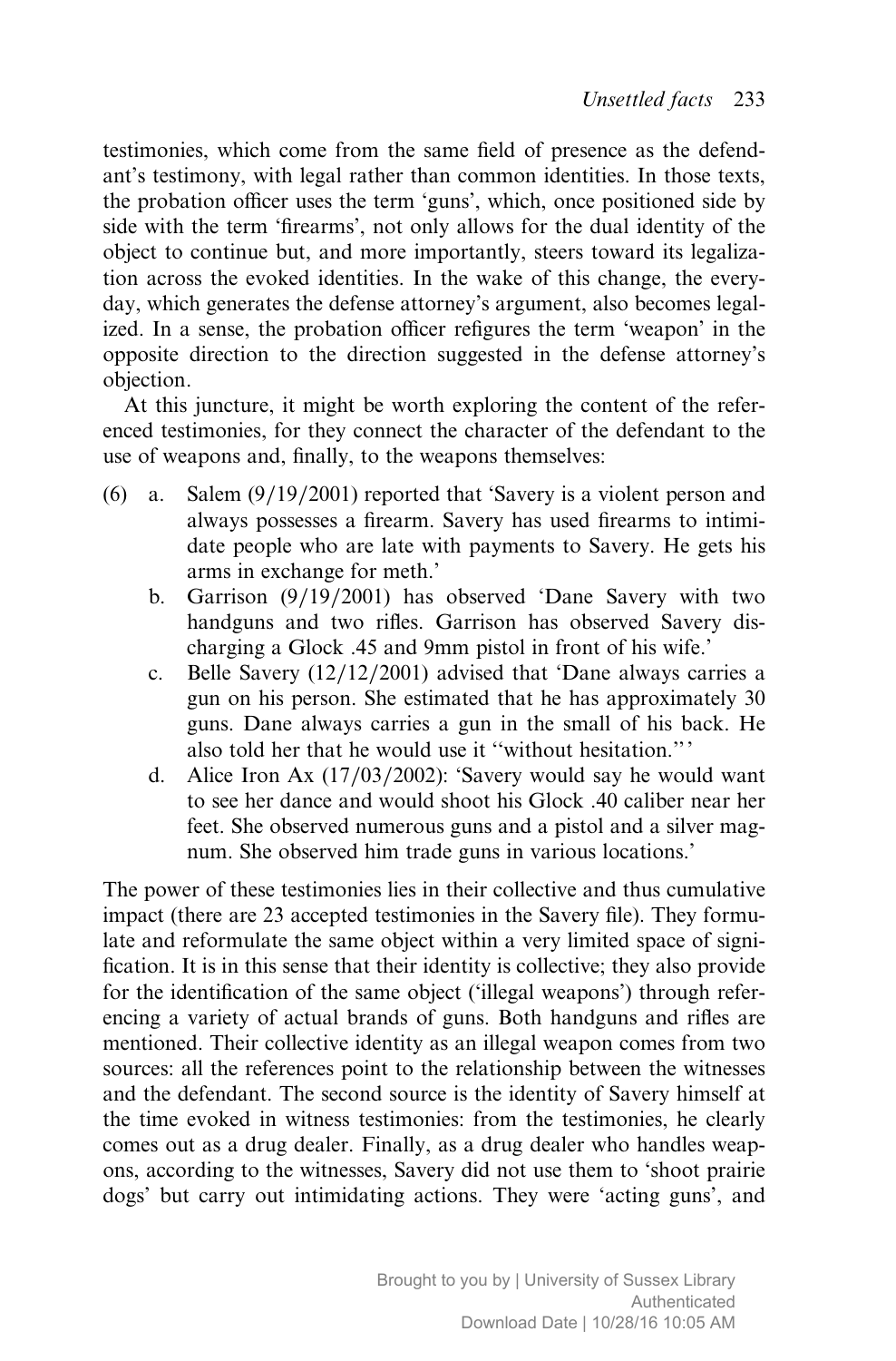testimonies, which come from the same field of presence as the defendant's testimony, with legal rather than common identities. In those texts, the probation officer uses the term 'guns', which, once positioned side by side with the term 'firearms', not only allows for the dual identity of the object to continue but, and more importantly, steers toward its legalization across the evoked identities. In the wake of this change, the everyday, which generates the defense attorney's argument, also becomes legalized. In a sense, the probation officer refigures the term 'weapon' in the opposite direction to the direction suggested in the defense attorney's objection.

At this juncture, it might be worth exploring the content of the referenced testimonies, for they connect the character of the defendant to the use of weapons and, finally, to the weapons themselves:

(6) a. Salem (9/19/2001) reported that 'Savery is a violent person and always possesses a firearm. Savery has used firearms to intimidate people who are late with payments to Savery. He gets his arms in exchange for meth.'

b. Garrison (9/19/2001) has observed 'Dane Savery with two handguns and two rifles. Garrison has observed Savery discharging a Glock .45 and 9mm pistol in front of his wife.'

c. Belle Savery (12/12/2001) advised that 'Dane always carries a gun on his person. She estimated that he has approximately 30 guns. Dane always carries a gun in the small of his back. He also told her that he would use it "without hesitation."'

d. Alice Iron Ax (17/03/2002): 'Savery would say he would want to see her dance and would shoot his Glock .40 caliber near her feet. She observed numerous guns and a pistol and a silver magnum. She observed him trade guns in various locations.'

The power of these testimonies lies in their collective and thus cumulative impact (there are 23 accepted testimonies in the Savery file). They formulate and reformulate the same object within a very limited space of signification. It is in this sense that their identity is collective; they also provide for the identification of the same object ('illegal weapons') through referencing a variety of actual brands of guns. Both handguns and rifles are mentioned. Their collective identity as an illegal weapon comes from two sources: all the references point to the relationship between the witnesses and the defendant. The second source is the identity of Savery himself at the time evoked in witness testimonies: from the testimonies, he clearly comes out as a drug dealer. Finally, as a drug dealer who handles weapons, according to the witnesses, Savery did not use them to 'shoot prairie dogs' but carry out intimidating actions. They were 'acting guns', and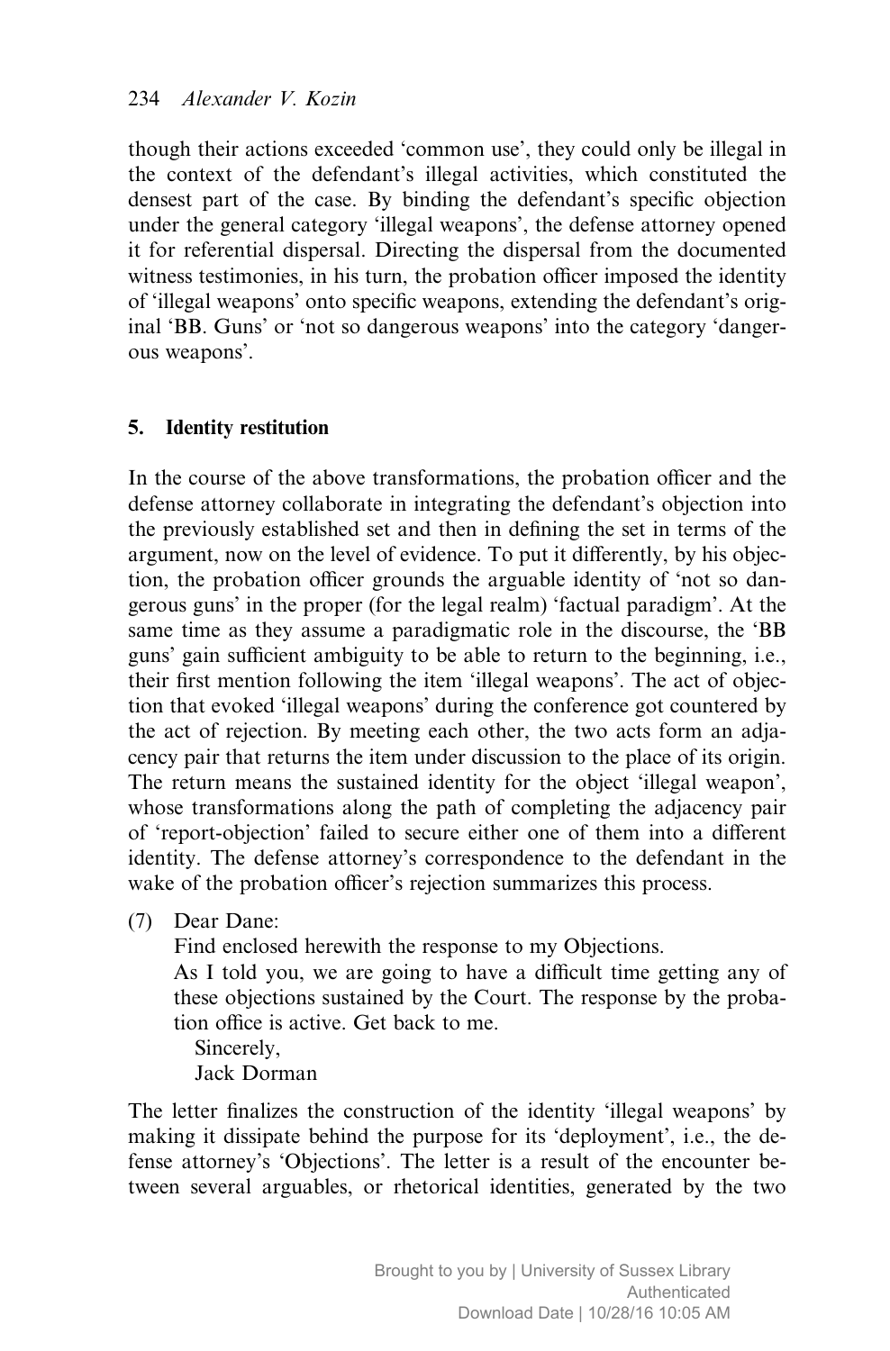though their actions exceeded 'common use', they could only be illegal in the context of the defendant's illegal activities, which constituted the densest part of the case. By binding the defendant's specific objection under the general category 'illegal weapons', the defense attorney opened it for referential dispersal. Directing the dispersal from the documented witness testimonies, in his turn, the probation officer imposed the identity of 'illegal weapons' onto specific weapons, extending the defendant's original 'BB. Guns' or 'not so dangerous weapons' into the category 'dangerous weapons'.

## 5. Identity restitution

In the course of the above transformations, the probation officer and the defense attorney collaborate in integrating the defendant's objection into the previously established set and then in defining the set in terms of the argument, now on the level of evidence. To put it differently, by his objection, the probation officer grounds the arguable identity of 'not so dangerous guns' in the proper (for the legal realm) 'factual paradigm'. At the same time as they assume a paradigmatic role in the discourse, the 'BB guns' gain sufficient ambiguity to be able to return to the beginning, i.e., their first mention following the item 'illegal weapons'. The act of objection that evoked 'illegal weapons' during the conference got countered by the act of rejection. By meeting each other, the two acts form an adjacency pair that returns the item under discussion to the place of its origin. The return means the sustained identity for the object 'illegal weapon', whose transformations along the path of completing the adjacency pair of 'report-objection' failed to secure either one of them into a different identity. The defense attorney's correspondence to the defendant in the wake of the probation officer's rejection summarizes this process.

(7) Dear Dane:
   Find enclosed herewith the response to my Objections.
   As I told you, we are going to have a difficult time getting any of these objections sustained by the Court. The response by the probation office is active. Get back to me.
   Sincerely,
   Jack Dorman

The letter finalizes the construction of the identity 'illegal weapons' by making it dissipate behind the purpose for its 'deployment', i.e., the defense attorney's 'Objections'. The letter is a result of the encounter between several arguables, or rhetorical identities, generated by the two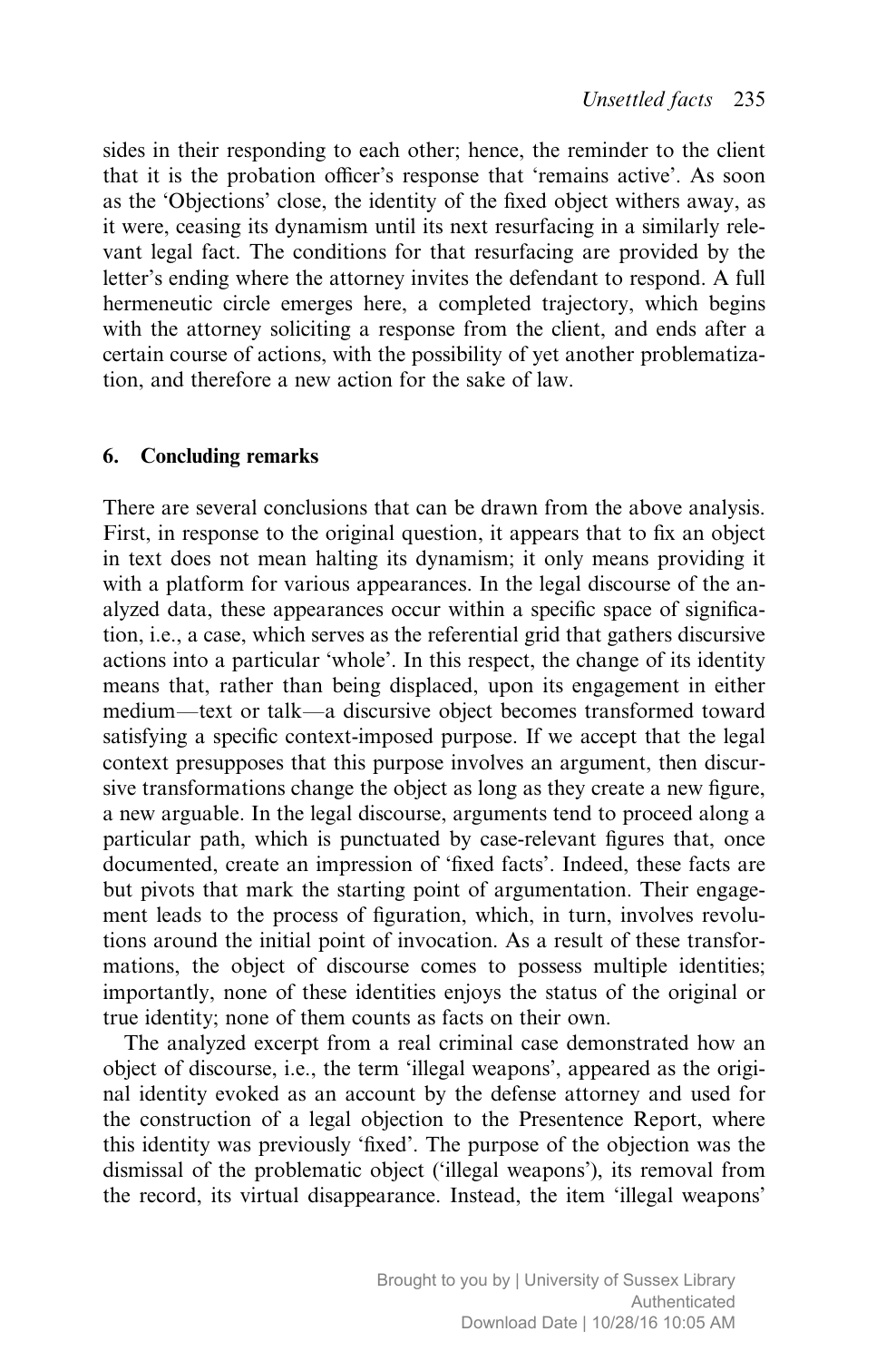sides in their responding to each other; hence, the reminder to the client that it is the probation officer's response that 'remains active'. As soon as the 'Objections' close, the identity of the fixed object withers away, as it were, ceasing its dynamism until its next resurfacing in a similarly relevant legal fact. The conditions for that resurfacing are provided by the letter's ending where the attorney invites the defendant to respond. A full hermeneutic circle emerges here, a completed trajectory, which begins with the attorney soliciting a response from the client, and ends after a certain course of actions, with the possibility of yet another problematization, and therefore a new action for the sake of law.

## 6. Concluding remarks

There are several conclusions that can be drawn from the above analysis. First, in response to the original question, it appears that to fix an object in text does not mean halting its dynamism; it only means providing it with a platform for various appearances. In the legal discourse of the analyzed data, these appearances occur within a specific space of signification, i.e., a case, which serves as the referential grid that gathers discursive actions into a particular 'whole'. In this respect, the change of its identity means that, rather than being displaced, upon its engagement in either medium—text or talk—a discursive object becomes transformed toward satisfying a specific context-imposed purpose. If we accept that the legal context presupposes that this purpose involves an argument, then discursive transformations change the object as long as they create a new figure, a new arguable. In the legal discourse, arguments tend to proceed along a particular path, which is punctuated by case-relevant figures that, once documented, create an impression of 'fixed facts'. Indeed, these facts are but pivots that mark the starting point of argumentation. Their engagement leads to the process of figuration, which, in turn, involves revolutions around the initial point of invocation. As a result of these transformations, the object of discourse comes to possess multiple identities; importantly, none of these identities enjoys the status of the original or true identity; none of them counts as facts on their own.

The analyzed excerpt from a real criminal case demonstrated how an object of discourse, i.e., the term 'illegal weapons', appeared as the original identity evoked as an account by the defense attorney and used for the construction of a legal objection to the Presentence Report, where this identity was previously 'fixed'. The purpose of the objection was the dismissal of the problematic object ('illegal weapons'), its removal from the record, its virtual disappearance. Instead, the item 'illegal weapons'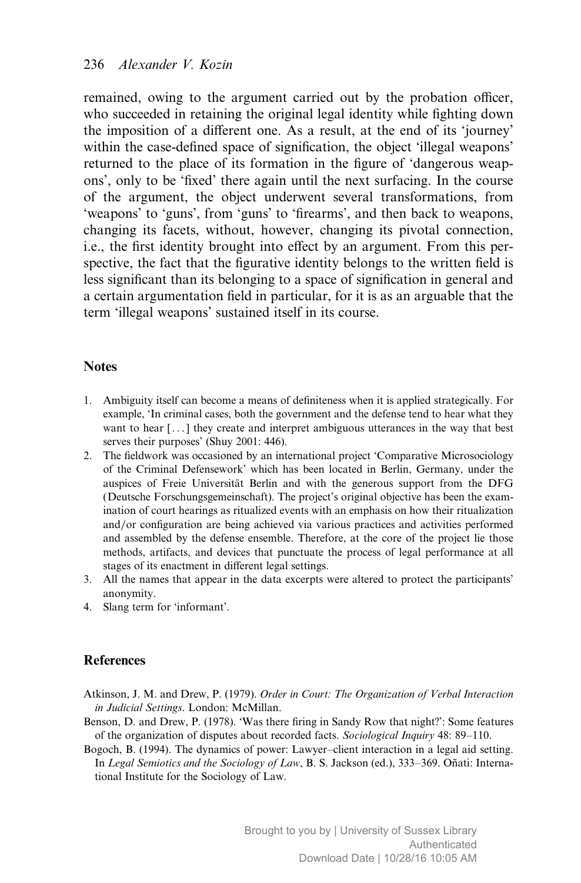remained, owing to the argument carried out by the probation officer, who succeeded in retaining the original legal identity while fighting down the imposition of a different one. As a result, at the end of its 'journey' within the case-defined space of signification, the object 'illegal weapons' returned to the place of its formation in the figure of 'dangerous weapons', only to be 'fixed' there again until the next surfacing. In the course of the argument, the object underwent several transformations, from 'weapons' to 'guns', from 'guns' to 'firearms', and then back to weapons, changing its facets, without, however, changing its pivotal connection, i.e., the first identity brought into effect by an argument. From this perspective, the fact that the figurative identity belongs to the written field is less significant than its belonging to a space of signification in general and a certain argumentation field in particular, for it is as an arguable that the term 'illegal weapons' sustained itself in its course.

## Notes

1. Ambiguity itself can become a means of definiteness when it is applied strategically. For example, 'In criminal cases, both the government and the defense tend to hear what they want to hear [...] they create and interpret ambiguous utterances in the way that best serves their purposes' (Shuy 2001: 446).
2. The fieldwork was occasioned by an international project 'Comparative Microsociology of the Criminal Defensework' which has been located in Berlin, Germany, under the auspices of Freie Universität Berlin and with the generous support from the DFG (Deutsche Forschungsgemeinschaft). The project's original objective has been the examination of court hearings as ritualized events with an emphasis on how their ritualization and/or configuration are being achieved via various practices and activities performed and assembled by the defense ensemble. Therefore, at the core of the project lie those methods, artifacts, and devices that punctuate the process of legal performance at all stages of its enactment in different legal settings.
3. All the names that appear in the data excerpts were altered to protect the participants' anonymity.
4. Slang term for 'informant'.

## References

Atkinson, J. M. and Drew, P. (1979). *Order in Court: The Organization of Verbal Interaction in Judicial Settings.* London: McMillan.

Benson, D. and Drew, P. (1978). 'Was there firing in Sandy Row that night?': Some features of the organization of disputes about recorded facts. *Sociological Inquiry* 48: 89–110.

Bogoch, B. (1994). The dynamics of power: Lawyer–client interaction in a legal aid setting. In *Legal Semiotics and the Sociology of Law*, B. S. Jackson (ed.), 333–369. Oñati: International Institute for the Sociology of Law.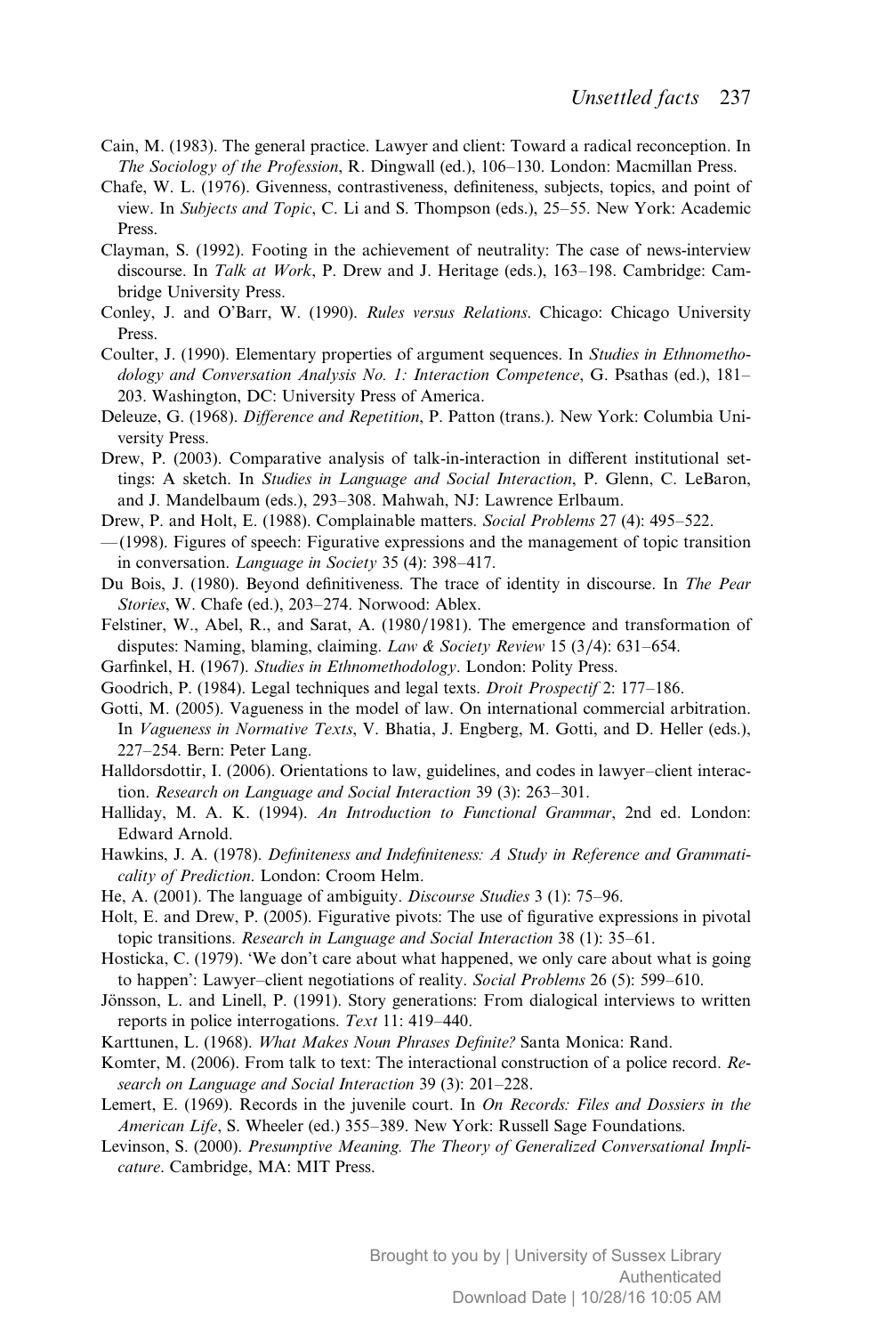Cain, M. (1983). The general practice. Lawyer and client: Toward a radical reconception. In *The Sociology of the Profession*, R. Dingwall (ed.), 106–130. London: Macmillan Press.

Chafe, W. L. (1976). Givenness, contrastiveness, definiteness, subjects, topics, and point of view. In *Subjects and Topic*, C. Li and S. Thompson (eds.), 25–55. New York: Academic Press.

Clayman, S. (1992). Footing in the achievement of neutrality: The case of news-interview discourse. In *Talk at Work*, P. Drew and J. Heritage (eds.), 163–198. Cambridge: Cambridge University Press.

Conley, J. and O'Barr, W. (1990). *Rules versus Relations*. Chicago: Chicago University Press.

Coulter, J. (1990). Elementary properties of argument sequences. In *Studies in Ethnomethodology and Conversation Analysis No. 1: Interaction Competence*, G. Psathas (ed.), 181–203. Washington, DC: University Press of America.

Deleuze, G. (1968). *Difference and Repetition*, P. Patton (trans.). New York: Columbia University Press.

Drew, P. (2003). Comparative analysis of talk-in-interaction in different institutional settings: A sketch. In *Studies in Language and Social Interaction*, P. Glenn, C. LeBaron, and J. Mandelbaum (eds.), 293–308. Mahwah, NJ: Lawrence Erlbaum.

Drew, P. and Holt, E. (1988). Complainable matters. *Social Problems* 27 (4): 495–522.

—(1998). Figures of speech: Figurative expressions and the management of topic transition in conversation. *Language in Society* 35 (4): 398–417.

Du Bois, J. (1980). Beyond definitiveness. The trace of identity in discourse. In *The Pear Stories*, W. Chafe (ed.), 203–274. Norwood: Ablex.

Felstiner, W., Abel, R., and Sarat, A. (1980/1981). The emergence and transformation of disputes: Naming, blaming, claiming. *Law & Society Review* 15 (3/4): 631–654.

Garfinkel, H. (1967). *Studies in Ethnomethodology*. London: Polity Press.

Goodrich, P. (1984). Legal techniques and legal texts. *Droit Prospectif* 2: 177–186.

Gotti, M. (2005). Vagueness in the model of law. On international commercial arbitration. In *Vagueness in Normative Texts*, V. Bhatia, J. Engberg, M. Gotti, and D. Heller (eds.), 227–254. Bern: Peter Lang.

Halldorsdottir, I. (2006). Orientations to law, guidelines, and codes in lawyer–client interaction. *Research on Language and Social Interaction* 39 (3): 263–301.

Halliday, M. A. K. (1994). *An Introduction to Functional Grammar*, 2nd ed. London: Edward Arnold.

Hawkins, J. A. (1978). *Definiteness and Indefiniteness: A Study in Reference and Grammaticality of Prediction*. London: Croom Helm.

He, A. (2001). The language of ambiguity. *Discourse Studies* 3 (1): 75–96.

Holt, E. and Drew, P. (2005). Figurative pivots: The use of figurative expressions in pivotal topic transitions. *Research in Language and Social Interaction* 38 (1): 35–61.

Hosticka, C. (1979). 'We don't care about what happened, we only care about what is going to happen': Lawyer–client negotiations of reality. *Social Problems* 26 (5): 599–610.

Jönsson, L. and Linell, P. (1991). Story generations: From dialogical interviews to written reports in police interrogations. *Text* 11: 419–440.

Karttunen, L. (1968). *What Makes Noun Phrases Definite?* Santa Monica: Rand.

Komter, M. (2006). From talk to text: The interactional construction of a police record. *Research on Language and Social Interaction* 39 (3): 201–228.

Lemert, E. (1969). Records in the juvenile court. In *On Records: Files and Dossiers in the American Life*, S. Wheeler (ed.) 355–389. New York: Russell Sage Foundations.

Levinson, S. (2000). *Presumptive Meaning. The Theory of Generalized Conversational Implicature*. Cambridge, MA: MIT Press.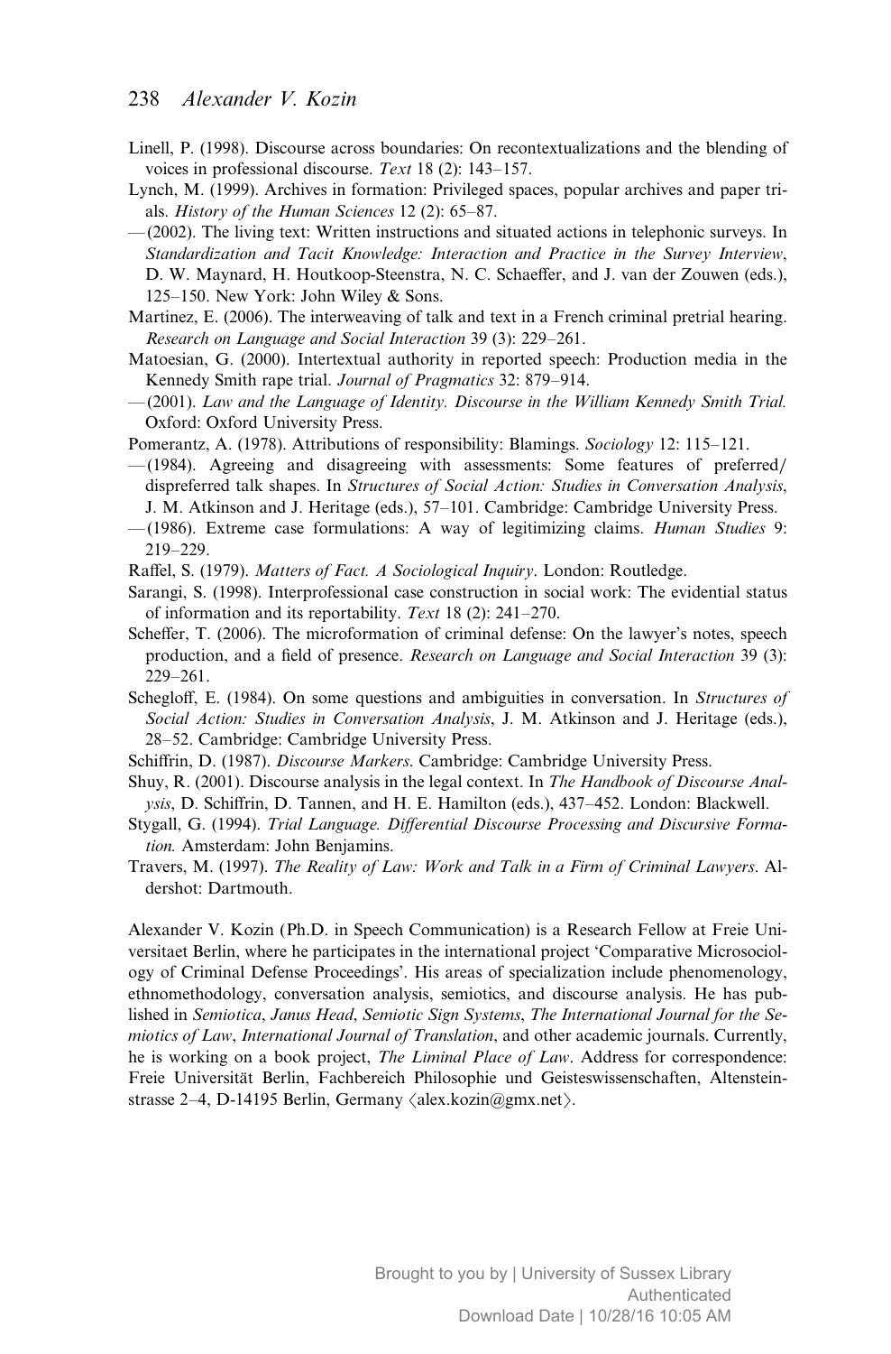Linell, P. (1998). Discourse across boundaries: On recontextualizations and the blending of voices in professional discourse. *Text* 18 (2): 143–157.

Lynch, M. (1999). Archives in formation: Privileged spaces, popular archives and paper trials. *History of the Human Sciences* 12 (2): 65–87.

—(2002). The living text: Written instructions and situated actions in telephonic surveys. In *Standardization and Tacit Knowledge: Interaction and Practice in the Survey Interview*, D. W. Maynard, H. Houtkoop-Steenstra, N. C. Schaeffer, and J. van der Zouwen (eds.), 125–150. New York: John Wiley & Sons.

Martinez, E. (2006). The interweaving of talk and text in a French criminal pretrial hearing. *Research on Language and Social Interaction* 39 (3): 229–261.

Matoesian, G. (2000). Intertextual authority in reported speech: Production media in the Kennedy Smith rape trial. *Journal of Pragmatics* 32: 879–914.

—(2001). *Law and the Language of Identity. Discourse in the William Kennedy Smith Trial.* Oxford: Oxford University Press.

Pomerantz, A. (1978). Attributions of responsibility: Blamings. *Sociology* 12: 115–121.

—(1984). Agreeing and disagreeing with assessments: Some features of preferred/dispreferred talk shapes. In *Structures of Social Action: Studies in Conversation Analysis*, J. M. Atkinson and J. Heritage (eds.), 57–101. Cambridge: Cambridge University Press.

—(1986). Extreme case formulations: A way of legitimizing claims. *Human Studies* 9: 219–229.

Raffel, S. (1979). *Matters of Fact. A Sociological Inquiry*. London: Routledge.

Sarangi, S. (1998). Interprofessional case construction in social work: The evidential status of information and its reportability. *Text* 18 (2): 241–270.

Scheffer, T. (2006). The microformation of criminal defense: On the lawyer's notes, speech production, and a field of presence. *Research on Language and Social Interaction* 39 (3): 229–261.

Schegloff, E. (1984). On some questions and ambiguities in conversation. In *Structures of Social Action: Studies in Conversation Analysis*, J. M. Atkinson and J. Heritage (eds.), 28–52. Cambridge: Cambridge University Press.

Schiffrin, D. (1987). *Discourse Markers*. Cambridge: Cambridge University Press.

Shuy, R. (2001). Discourse analysis in the legal context. In *The Handbook of Discourse Analysis*, D. Schiffrin, D. Tannen, and H. E. Hamilton (eds.), 437–452. London: Blackwell.

Stygall, G. (1994). *Trial Language. Differential Discourse Processing and Discursive Formation.* Amsterdam: John Benjamins.

Travers, M. (1997). *The Reality of Law: Work and Talk in a Firm of Criminal Lawyers*. Aldershot: Dartmouth.

Alexander V. Kozin (Ph.D. in Speech Communication) is a Research Fellow at Freie Universitaet Berlin, where he participates in the international project 'Comparative Microsociology of Criminal Defense Proceedings'. His areas of specialization include phenomenology, ethnomethodology, conversation analysis, semiotics, and discourse analysis. He has published in *Semiotica*, *Janus Head*, *Semiotic Sign Systems*, *The International Journal for the Semiotics of Law*, *International Journal of Translation*, and other academic journals. Currently, he is working on a book project, *The Liminal Place of Law*. Address for correspondence: Freie Universität Berlin, Fachbereich Philosophie und Geisteswissenschaften, Altensteinstrasse 2–4, D-14195 Berlin, Germany ⟨alex.kozin@gmx.net⟩.